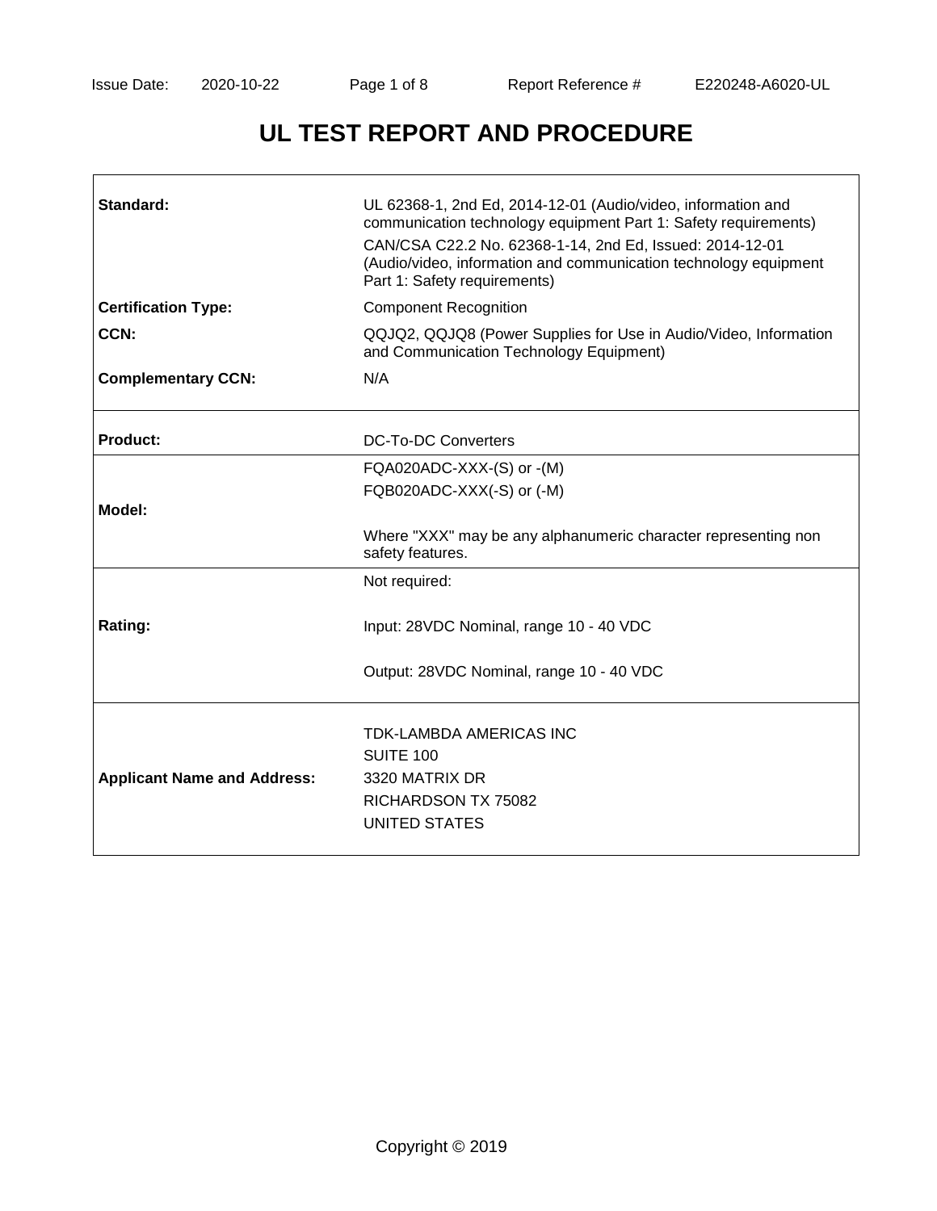# UL TEST REPORT AND PROCEDURE

| | |
|---|---|
| **Standard:** | UL 62368-1, 2nd Ed, 2014-12-01 (Audio/video, information and communication technology equipment Part 1: Safety requirements)<br>CAN/CSA C22.2 No. 62368-1-14, 2nd Ed, Issued: 2014-12-01 (Audio/video, information and communication technology equipment Part 1: Safety requirements) |
| **Certification Type:** | Component Recognition |
| **CCN:** | QQJQ2, QQJQ8 (Power Supplies for Use in Audio/Video, Information and Communication Technology Equipment) |
| **Complementary CCN:** | N/A |
| **Product:** | DC-To-DC Converters |
| **Model:** | FQA020ADC-XXX-(S) or -(M)<br>FQB020ADC-XXX(-S) or (-M)<br><br>Where "XXX" may be any alphanumeric character representing non safety features. |
| **Rating:** | Not required:<br><br>Input: 28VDC Nominal, range 10 - 40 VDC<br><br>Output: 28VDC Nominal, range 10 - 40 VDC |
| **Applicant Name and Address:** | TDK-LAMBDA AMERICAS INC<br>SUITE 100<br>3320 MATRIX DR<br>RICHARDSON TX 75082<br>UNITED STATES |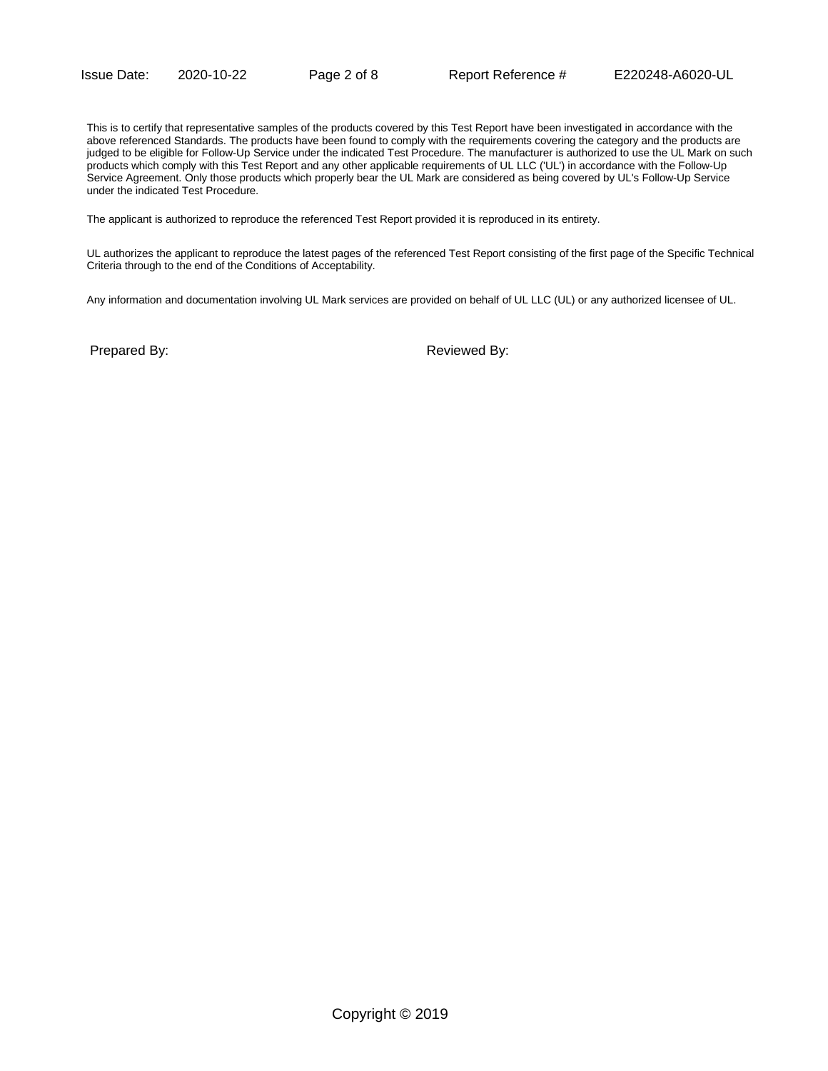This is to certify that representative samples of the products covered by this Test Report have been investigated in accordance with the above referenced Standards. The products have been found to comply with the requirements covering the category and the products are judged to be eligible for Follow-Up Service under the indicated Test Procedure. The manufacturer is authorized to use the UL Mark on such products which comply with this Test Report and any other applicable requirements of UL LLC ('UL') in accordance with the Follow-Up Service Agreement. Only those products which properly bear the UL Mark are considered as being covered by UL's Follow-Up Service under the indicated Test Procedure.

The applicant is authorized to reproduce the referenced Test Report provided it is reproduced in its entirety.

UL authorizes the applicant to reproduce the latest pages of the referenced Test Report consisting of the first page of the Specific Technical Criteria through to the end of the Conditions of Acceptability.

Any information and documentation involving UL Mark services are provided on behalf of UL LLC (UL) or any authorized licensee of UL.

Prepared By: Reviewed By:

Copyright © 2019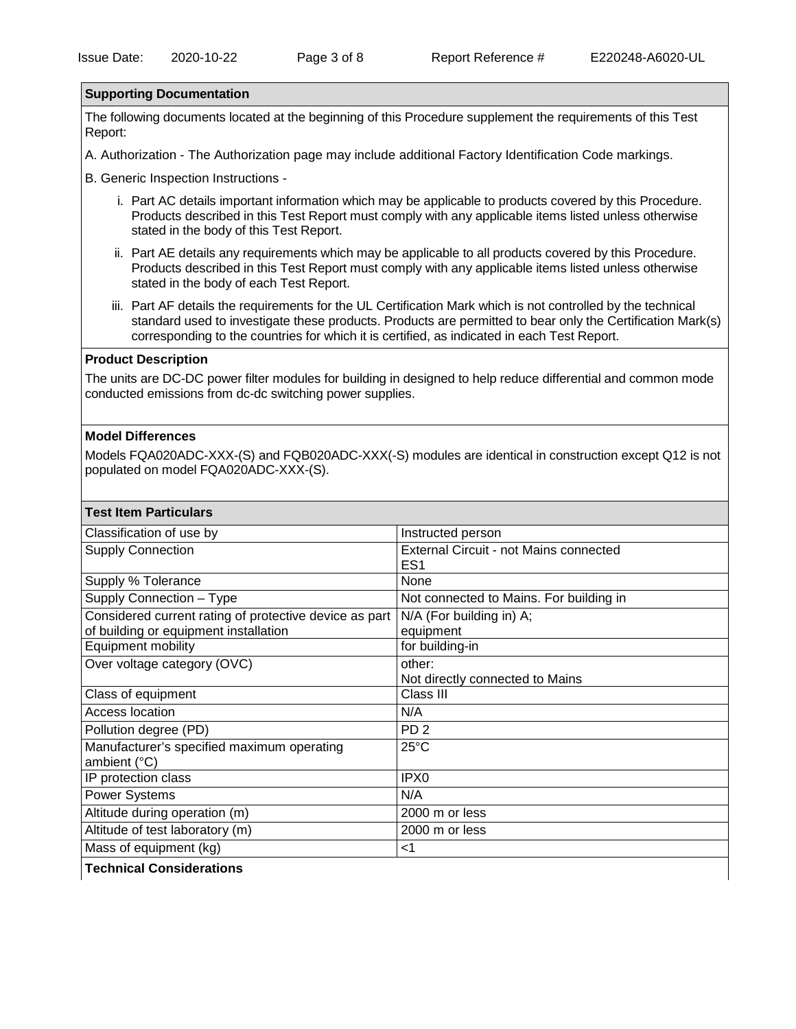## Supporting Documentation

The following documents located at the beginning of this Procedure supplement the requirements of this Test Report:

A. Authorization - The Authorization page may include additional Factory Identification Code markings.

B. Generic Inspection Instructions -

i. Part AC details important information which may be applicable to products covered by this Procedure. Products described in this Test Report must comply with any applicable items listed unless otherwise stated in the body of this Test Report.

ii. Part AE details any requirements which may be applicable to all products covered by this Procedure. Products described in this Test Report must comply with any applicable items listed unless otherwise stated in the body of each Test Report.

iii. Part AF details the requirements for the UL Certification Mark which is not controlled by the technical standard used to investigate these products. Products are permitted to bear only the Certification Mark(s) corresponding to the countries for which it is certified, as indicated in each Test Report.

## Product Description

The units are DC-DC power filter modules for building in designed to help reduce differential and common mode conducted emissions from dc-dc switching power supplies.

## Model Differences

Models FQA020ADC-XXX-(S) and FQB020ADC-XXX(-S) modules are identical in construction except Q12 is not populated on model FQA020ADC-XXX-(S).

## Test Item Particulars

| Test Item Particulars | |
|---|---|
| Classification of use by | Instructed person |
| Supply Connection | External Circuit - not Mains connected ES1 |
| Supply % Tolerance | None |
| Supply Connection – Type | Not connected to Mains. For building in |
| Considered current rating of protective device as part of building or equipment installation | N/A (For building in) A; equipment |
| Equipment mobility | for building-in |
| Over voltage category (OVC) | other: Not directly connected to Mains |
| Class of equipment | Class III |
| Access location | N/A |
| Pollution degree (PD) | PD 2 |
| Manufacturer's specified maximum operating ambient (°C) | 25°C |
| IP protection class | IPX0 |
| Power Systems | N/A |
| Altitude during operation (m) | 2000 m or less |
| Altitude of test laboratory (m) | 2000 m or less |
| Mass of equipment (kg) | <1 |

## Technical Considerations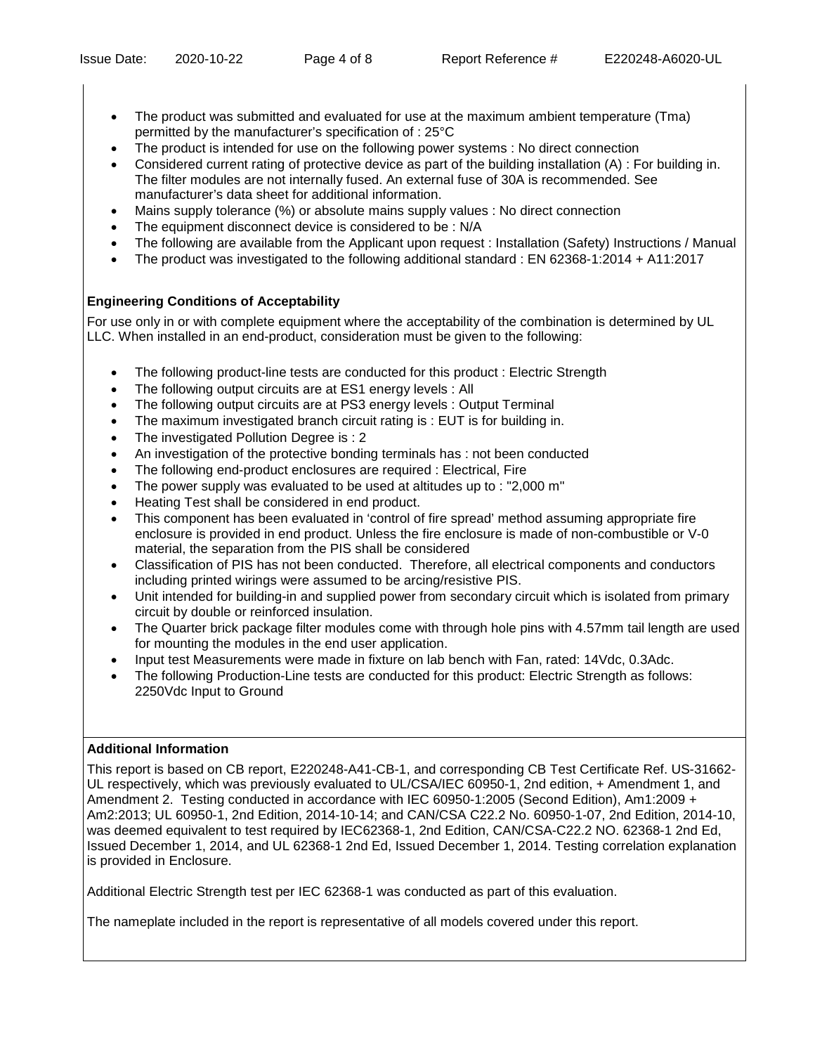- The product was submitted and evaluated for use at the maximum ambient temperature (Tma) permitted by the manufacturer's specification of : 25°C
- The product is intended for use on the following power systems : No direct connection
- Considered current rating of protective device as part of the building installation (A) : For building in. The filter modules are not internally fused. An external fuse of 30A is recommended. See manufacturer's data sheet for additional information.
- Mains supply tolerance (%) or absolute mains supply values : No direct connection
- The equipment disconnect device is considered to be : N/A
- The following are available from the Applicant upon request : Installation (Safety) Instructions / Manual
- The product was investigated to the following additional standard : EN 62368-1:2014 + A11:2017

**Engineering Conditions of Acceptability**

For use only in or with complete equipment where the acceptability of the combination is determined by UL LLC. When installed in an end-product, consideration must be given to the following:

- The following product-line tests are conducted for this product : Electric Strength
- The following output circuits are at ES1 energy levels : All
- The following output circuits are at PS3 energy levels : Output Terminal
- The maximum investigated branch circuit rating is : EUT is for building in.
- The investigated Pollution Degree is : 2
- An investigation of the protective bonding terminals has : not been conducted
- The following end-product enclosures are required : Electrical, Fire
- The power supply was evaluated to be used at altitudes up to : "2,000 m"
- Heating Test shall be considered in end product.
- This component has been evaluated in 'control of fire spread' method assuming appropriate fire enclosure is provided in end product. Unless the fire enclosure is made of non-combustible or V-0 material, the separation from the PIS shall be considered
- Classification of PIS has not been conducted. Therefore, all electrical components and conductors including printed wirings were assumed to be arcing/resistive PIS.
- Unit intended for building-in and supplied power from secondary circuit which is isolated from primary circuit by double or reinforced insulation.
- The Quarter brick package filter modules come with through hole pins with 4.57mm tail length are used for mounting the modules in the end user application.
- Input test Measurements were made in fixture on lab bench with Fan, rated: 14Vdc, 0.3Adc.
- The following Production-Line tests are conducted for this product: Electric Strength as follows: 2250Vdc Input to Ground

**Additional Information**

This report is based on CB report, E220248-A41-CB-1, and corresponding CB Test Certificate Ref. US-31662-UL respectively, which was previously evaluated to UL/CSA/IEC 60950-1, 2nd edition, + Amendment 1, and Amendment 2. Testing conducted in accordance with IEC 60950-1:2005 (Second Edition), Am1:2009 + Am2:2013; UL 60950-1, 2nd Edition, 2014-10-14; and CAN/CSA C22.2 No. 60950-1-07, 2nd Edition, 2014-10, was deemed equivalent to test required by IEC62368-1, 2nd Edition, CAN/CSA-C22.2 NO. 62368-1 2nd Ed, Issued December 1, 2014, and UL 62368-1 2nd Ed, Issued December 1, 2014. Testing correlation explanation is provided in Enclosure.

Additional Electric Strength test per IEC 62368-1 was conducted as part of this evaluation.

The nameplate included in the report is representative of all models covered under this report.